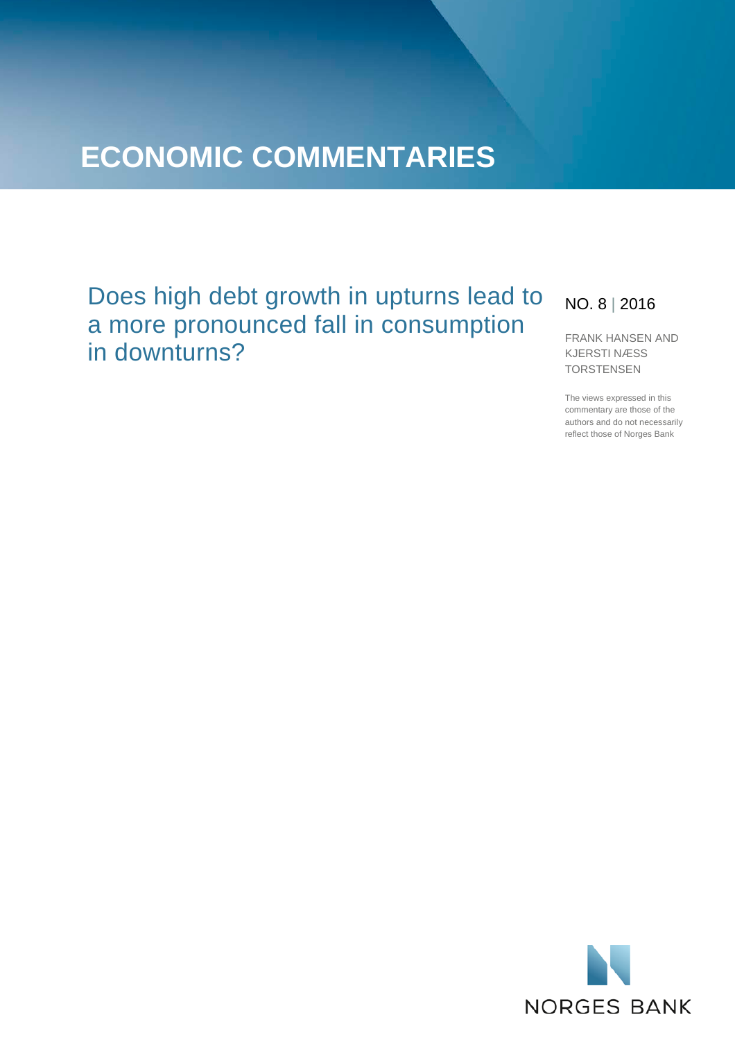# ECONOMIC COMMENTARIES

## Does high debt growth in upturns lead to a more pronounced fall in consumption in downturns?

NO. 8 | 2016

FRANK HANSEN AND KJERSTI NÆSS TORSTENSEN

The views expressed in this commentary are those of the authors and do not necessarily reflect those of Norges Bank

NORGES BANK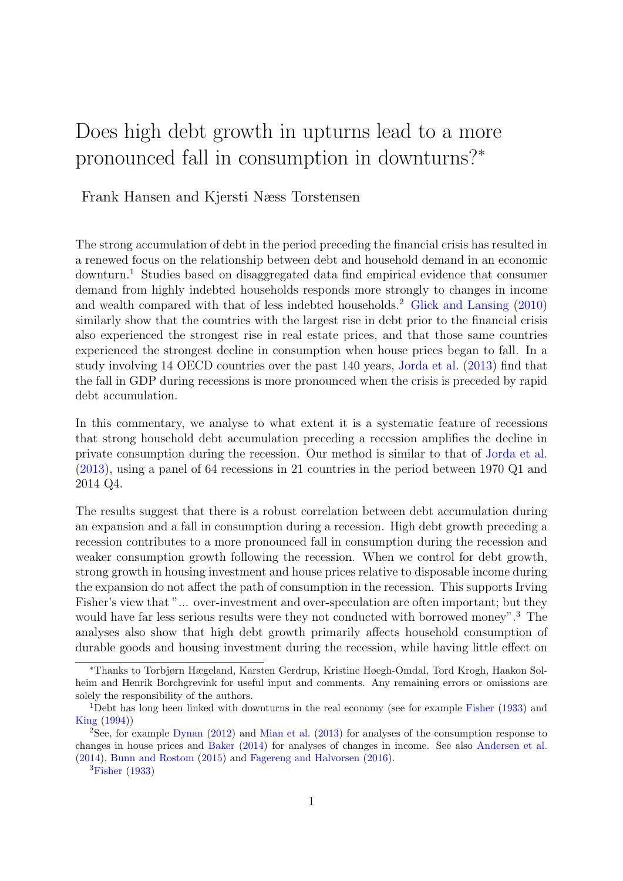# Does high debt growth in upturns lead to a more pronounced fall in consumption in downturns?*

Frank Hansen and Kjersti Næss Torstensen

The strong accumulation of debt in the period preceding the financial crisis has resulted in a renewed focus on the relationship between debt and household demand in an economic downturn.[1] Studies based on disaggregated data find empirical evidence that consumer demand from highly indebted households responds more strongly to changes in income and wealth compared with that of less indebted households.[2] Glick and Lansing (2010) similarly show that the countries with the largest rise in debt prior to the financial crisis also experienced the strongest rise in real estate prices, and that those same countries experienced the strongest decline in consumption when house prices began to fall. In a study involving 14 OECD countries over the past 140 years, Jorda et al. (2013) find that the fall in GDP during recessions is more pronounced when the crisis is preceded by rapid debt accumulation.

In this commentary, we analyse to what extent it is a systematic feature of recessions that strong household debt accumulation preceding a recession amplifies the decline in private consumption during the recession. Our method is similar to that of Jorda et al. (2013), using a panel of 64 recessions in 21 countries in the period between 1970 Q1 and 2014 Q4.

The results suggest that there is a robust correlation between debt accumulation during an expansion and a fall in consumption during a recession. High debt growth preceding a recession contributes to a more pronounced fall in consumption during the recession and weaker consumption growth following the recession. When we control for debt growth, strong growth in housing investment and house prices relative to disposable income during the expansion do not affect the path of consumption in the recession. This supports Irving Fisher's view that "... over-investment and over-speculation are often important; but they would have far less serious results were they not conducted with borrowed money".[3] The analyses also show that high debt growth primarily affects household consumption of durable goods and housing investment during the recession, while having little effect on

---

*Thanks to Torbjørn Hægeland, Karsten Gerdrup, Kristine Høegh-Omdal, Tord Krogh, Haakon Solheim and Henrik Borchgrevink for useful input and comments. Any remaining errors or omissions are solely the responsibility of the authors.

[1] Debt has long been linked with downturns in the real economy (see for example Fisher (1933) and King (1994))

[2] See, for example Dynan (2012) and Mian et al. (2013) for analyses of the consumption response to changes in house prices and Baker (2014) for analyses of changes in income. See also Andersen et al. (2014), Bunn and Rostom (2015) and Fagereng and Halvorsen (2016).

[3] Fisher (1933)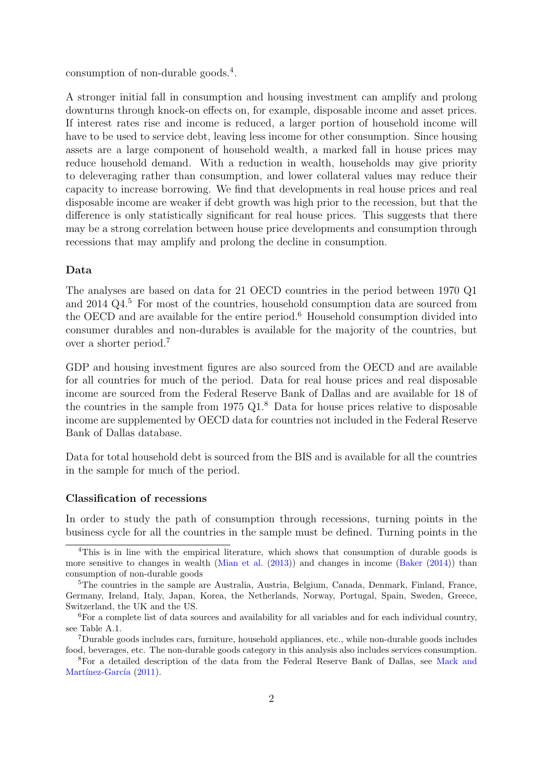consumption of non-durable goods.[4].

A stronger initial fall in consumption and housing investment can amplify and prolong downturns through knock-on effects on, for example, disposable income and asset prices. If interest rates rise and income is reduced, a larger portion of household income will have to be used to service debt, leaving less income for other consumption. Since housing assets are a large component of household wealth, a marked fall in house prices may reduce household demand. With a reduction in wealth, households may give priority to deleveraging rather than consumption, and lower collateral values may reduce their capacity to increase borrowing. We find that developments in real house prices and real disposable income are weaker if debt growth was high prior to the recession, but that the difference is only statistically significant for real house prices. This suggests that there may be a strong correlation between house price developments and consumption through recessions that may amplify and prolong the decline in consumption.

**Data**

The analyses are based on data for 21 OECD countries in the period between 1970 Q1 and 2014 Q4.[5] For most of the countries, household consumption data are sourced from the OECD and are available for the entire period.[6] Household consumption divided into consumer durables and non-durables is available for the majority of the countries, but over a shorter period.[7]

GDP and housing investment figures are also sourced from the OECD and are available for all countries for much of the period. Data for real house prices and real disposable income are sourced from the Federal Reserve Bank of Dallas and are available for 18 of the countries in the sample from 1975 Q1.[8] Data for house prices relative to disposable income are supplemented by OECD data for countries not included in the Federal Reserve Bank of Dallas database.

Data for total household debt is sourced from the BIS and is available for all the countries in the sample for much of the period.

**Classification of recessions**

In order to study the path of consumption through recessions, turning points in the business cycle for all the countries in the sample must be defined. Turning points in the

---

[4]This is in line with the empirical literature, which shows that consumption of durable goods is more sensitive to changes in wealth (Mian et al. (2013)) and changes in income (Baker (2014)) than consumption of non-durable goods

[5]The countries in the sample are Australia, Austria, Belgium, Canada, Denmark, Finland, France, Germany, Ireland, Italy, Japan, Korea, the Netherlands, Norway, Portugal, Spain, Sweden, Greece, Switzerland, the UK and the US.

[6]For a complete list of data sources and availability for all variables and for each individual country, see Table A.1.

[7]Durable goods includes cars, furniture, household appliances, etc., while non-durable goods includes food, beverages, etc. The non-durable goods category in this analysis also includes services consumption.

[8]For a detailed description of the data from the Federal Reserve Bank of Dallas, see Mack and Martínez-García (2011).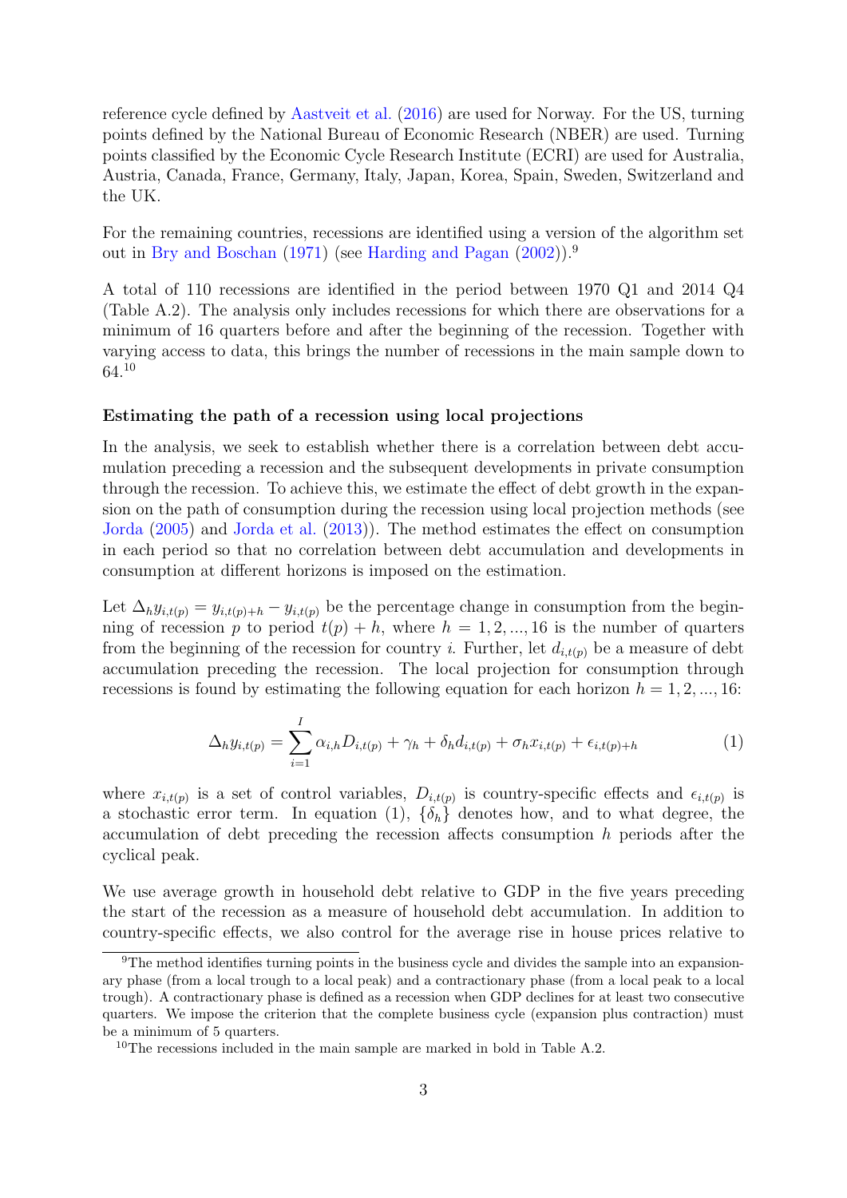reference cycle defined by Aastveit et al. (2016) are used for Norway. For the US, turning points defined by the National Bureau of Economic Research (NBER) are used. Turning points classified by the Economic Cycle Research Institute (ECRI) are used for Australia, Austria, Canada, France, Germany, Italy, Japan, Korea, Spain, Sweden, Switzerland and the UK.

For the remaining countries, recessions are identified using a version of the algorithm set out in Bry and Boschan (1971) (see Harding and Pagan (2002)).[9]

A total of 110 recessions are identified in the period between 1970 Q1 and 2014 Q4 (Table A.2). The analysis only includes recessions for which there are observations for a minimum of 16 quarters before and after the beginning of the recession. Together with varying access to data, this brings the number of recessions in the main sample down to 64.[10]

**Estimating the path of a recession using local projections**

In the analysis, we seek to establish whether there is a correlation between debt accumulation preceding a recession and the subsequent developments in private consumption through the recession. To achieve this, we estimate the effect of debt growth in the expansion on the path of consumption during the recession using local projection methods (see Jorda (2005) and Jorda et al. (2013)). The method estimates the effect on consumption in each period so that no correlation between debt accumulation and developments in consumption at different horizons is imposed on the estimation.

Let $\Delta_h y_{i,t(p)} = y_{i,t(p)+h} - y_{i,t(p)}$ be the percentage change in consumption from the beginning of recession $p$ to period $t(p) + h$, where $h = 1, 2, ..., 16$ is the number of quarters from the beginning of the recession for country $i$. Further, let $d_{i,t(p)}$ be a measure of debt accumulation preceding the recession. The local projection for consumption through recessions is found by estimating the following equation for each horizon $h = 1, 2, ..., 16$:

$$\Delta_h y_{i,t(p)} = \sum_{i=1}^{I} \alpha_{i,h} D_{i,t(p)} + \gamma_h + \delta_h d_{i,t(p)} + \sigma_h x_{i,t(p)} + \epsilon_{i,t(p)+h} \tag{1}$$

where $x_{i,t(p)}$ is a set of control variables, $D_{i,t(p)}$ is country-specific effects and $\epsilon_{i,t(p)}$ is a stochastic error term. In equation (1), $\{\delta_h\}$ denotes how, and to what degree, the accumulation of debt preceding the recession affects consumption $h$ periods after the cyclical peak.

We use average growth in household debt relative to GDP in the five years preceding the start of the recession as a measure of household debt accumulation. In addition to country-specific effects, we also control for the average rise in house prices relative to

[9] The method identifies turning points in the business cycle and divides the sample into an expansionary phase (from a local trough to a local peak) and a contractionary phase (from a local peak to a local trough). A contractionary phase is defined as a recession when GDP declines for at least two consecutive quarters. We impose the criterion that the complete business cycle (expansion plus contraction) must be a minimum of 5 quarters.

[10] The recessions included in the main sample are marked in bold in Table A.2.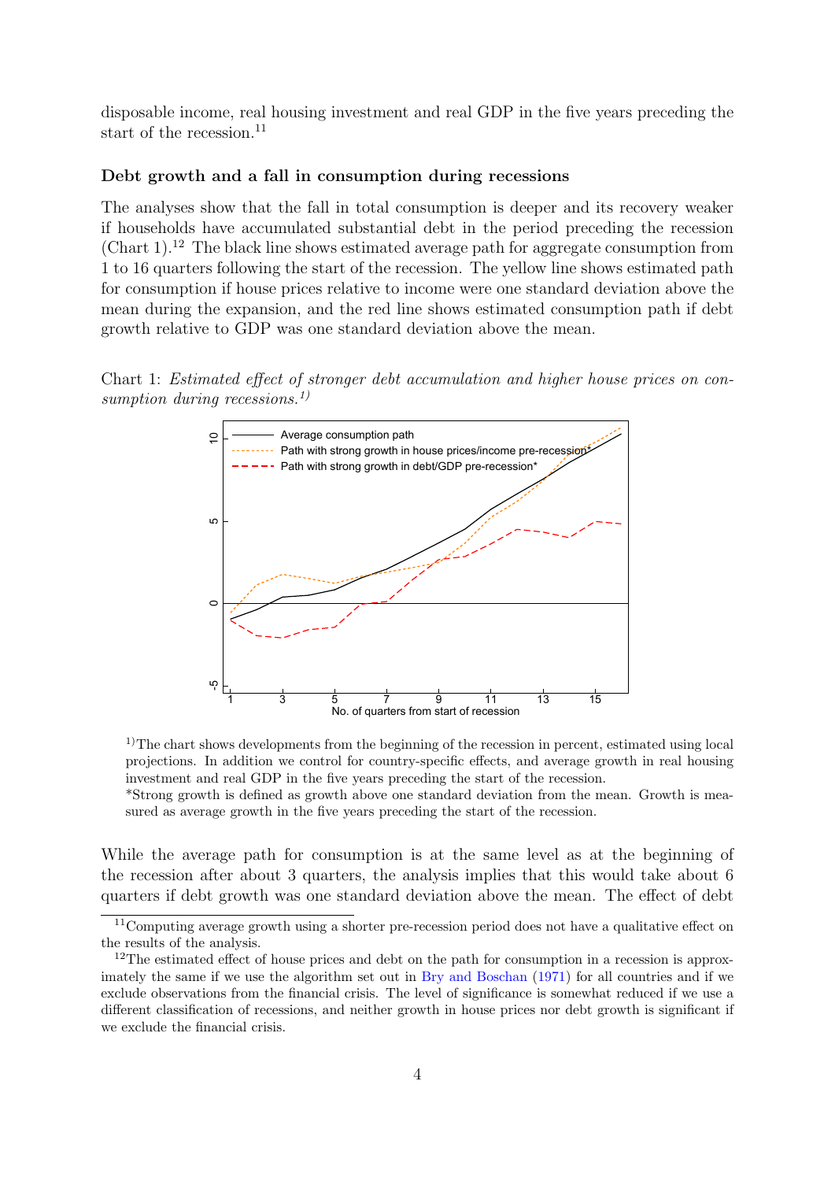disposable income, real housing investment and real GDP in the five years preceding the start of the recession.[11]

### Debt growth and a fall in consumption during recessions

The analyses show that the fall in total consumption is deeper and its recovery weaker if households have accumulated substantial debt in the period preceding the recession (Chart 1).[12] The black line shows estimated average path for aggregate consumption from 1 to 16 quarters following the start of the recession. The yellow line shows estimated path for consumption if house prices relative to income were one standard deviation above the mean during the expansion, and the red line shows estimated consumption path if debt growth relative to GDP was one standard deviation above the mean.

Chart 1: *Estimated effect of stronger debt accumulation and higher house prices on consumption during recessions.[1)]*

Average consumption path
Path with strong growth in house prices/income pre-recession*
Path with strong growth in debt/GDP pre-recession*
10
5
0
-5
1
3
5
7
9
11
13
15
No. of quarters from start of recession

[1)]The chart shows developments from the beginning of the recession in percent, estimated using local projections. In addition we control for country-specific effects, and average growth in real housing investment and real GDP in the five years preceding the start of the recession.
*Strong growth is defined as growth above one standard deviation from the mean. Growth is measured as average growth in the five years preceding the start of the recession.

While the average path for consumption is at the same level as at the beginning of the recession after about 3 quarters, the analysis implies that this would take about 6 quarters if debt growth was one standard deviation above the mean. The effect of debt

[11]Computing average growth using a shorter pre-recession period does not have a qualitative effect on the results of the analysis.

[12]The estimated effect of house prices and debt on the path for consumption in a recession is approximately the same if we use the algorithm set out in Bry and Boschan (1971) for all countries and if we exclude observations from the financial crisis. The level of significance is somewhat reduced if we use a different classification of recessions, and neither growth in house prices nor debt growth is significant if we exclude the financial crisis.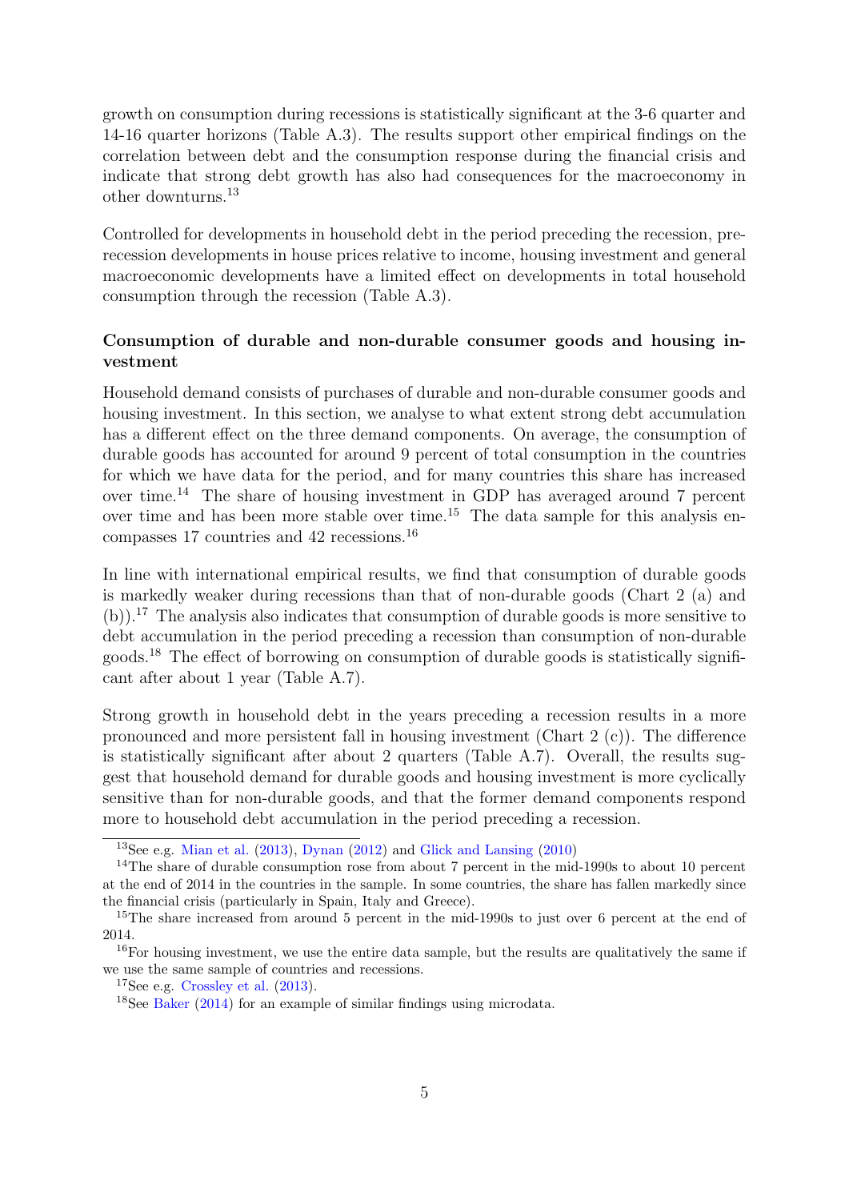growth on consumption during recessions is statistically significant at the 3-6 quarter and 14-16 quarter horizons (Table A.3). The results support other empirical findings on the correlation between debt and the consumption response during the financial crisis and indicate that strong debt growth has also had consequences for the macroeconomy in other downturns.[13]

Controlled for developments in household debt in the period preceding the recession, pre-recession developments in house prices relative to income, housing investment and general macroeconomic developments have a limited effect on developments in total household consumption through the recession (Table A.3).

**Consumption of durable and non-durable consumer goods and housing investment**

Household demand consists of purchases of durable and non-durable consumer goods and housing investment. In this section, we analyse to what extent strong debt accumulation has a different effect on the three demand components. On average, the consumption of durable goods has accounted for around 9 percent of total consumption in the countries for which we have data for the period, and for many countries this share has increased over time.[14] The share of housing investment in GDP has averaged around 7 percent over time and has been more stable over time.[15] The data sample for this analysis encompasses 17 countries and 42 recessions.[16]

In line with international empirical results, we find that consumption of durable goods is markedly weaker during recessions than that of non-durable goods (Chart 2 (a) and (b)).[17] The analysis also indicates that consumption of durable goods is more sensitive to debt accumulation in the period preceding a recession than consumption of non-durable goods.[18] The effect of borrowing on consumption of durable goods is statistically significant after about 1 year (Table A.7).

Strong growth in household debt in the years preceding a recession results in a more pronounced and more persistent fall in housing investment (Chart 2 (c)). The difference is statistically significant after about 2 quarters (Table A.7). Overall, the results suggest that household demand for durable goods and housing investment is more cyclically sensitive than for non-durable goods, and that the former demand components respond more to household debt accumulation in the period preceding a recession.

---

[13] See e.g. Mian et al. (2013), Dynan (2012) and Glick and Lansing (2010)

[14] The share of durable consumption rose from about 7 percent in the mid-1990s to about 10 percent at the end of 2014 in the countries in the sample. In some countries, the share has fallen markedly since the financial crisis (particularly in Spain, Italy and Greece).

[15] The share increased from around 5 percent in the mid-1990s to just over 6 percent at the end of 2014.

[16] For housing investment, we use the entire data sample, but the results are qualitatively the same if we use the same sample of countries and recessions.

[17] See e.g. Crossley et al. (2013).

[18] See Baker (2014) for an example of similar findings using microdata.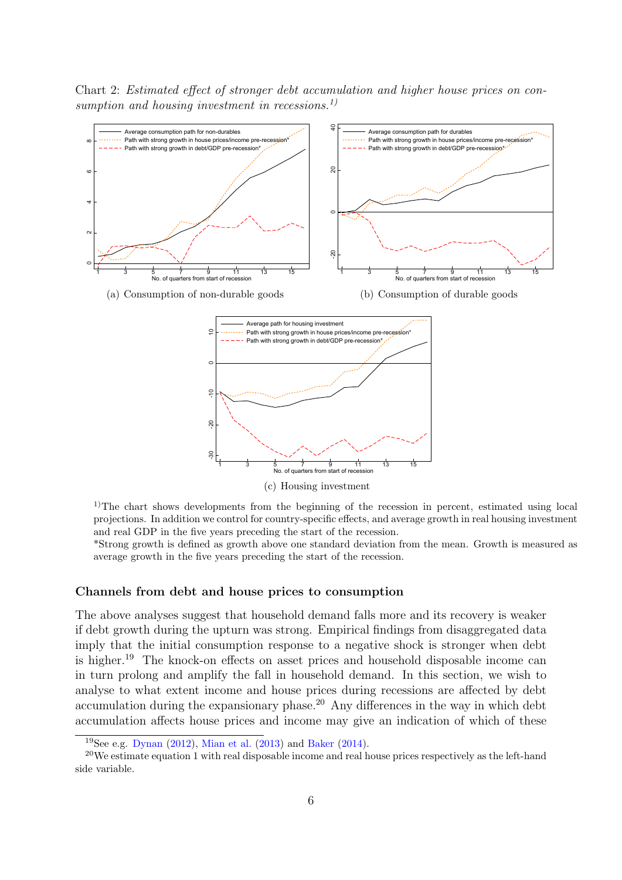Chart 2: *Estimated effect of stronger debt accumulation and higher house prices on consumption and housing investment in recessions.[1)]*

Average consumption path for non-durables
Path with strong growth in house prices/income pre-recession*
Path with strong growth in debt/GDP pre-recession*
0
2
4
6
8
1 3 5 7 9 11 13 15
No. of quarters from start of recession

(a) Consumption of non-durable goods

Average consumption path for durables
Path with strong growth in house prices/income pre-recession*
Path with strong growth in debt/GDP pre-recession*
-20
0
20
40
1 3 5 7 9 11 13 15
No. of quarters from start of recession

(b) Consumption of durable goods

Average path for housing investment
Path with strong growth in house prices/income pre-recession*
Path with strong growth in debt/GDP pre-recession*
-30
-20
-10
0
10
1 3 5 7 9 11 13 15
No. of quarters from start of recession

(c) Housing investment

[1)]The chart shows developments from the beginning of the recession in percent, estimated using local projections. In addition we control for country-specific effects, and average growth in real housing investment and real GDP in the five years preceding the start of the recession.

*Strong growth is defined as growth above one standard deviation from the mean. Growth is measured as average growth in the five years preceding the start of the recession.

### Channels from debt and house prices to consumption

The above analyses suggest that household demand falls more and its recovery is weaker if debt growth during the upturn was strong. Empirical findings from disaggregated data imply that the initial consumption response to a negative shock is stronger when debt is higher.[19] The knock-on effects on asset prices and household disposable income can in turn prolong and amplify the fall in household demand. In this section, we wish to analyse to what extent income and house prices during recessions are affected by debt accumulation during the expansionary phase.[20] Any differences in the way in which debt accumulation affects house prices and income may give an indication of which of these

[19]See e.g. Dynan (2012), Mian et al. (2013) and Baker (2014).

[20]We estimate equation 1 with real disposable income and real house prices respectively as the left-hand side variable.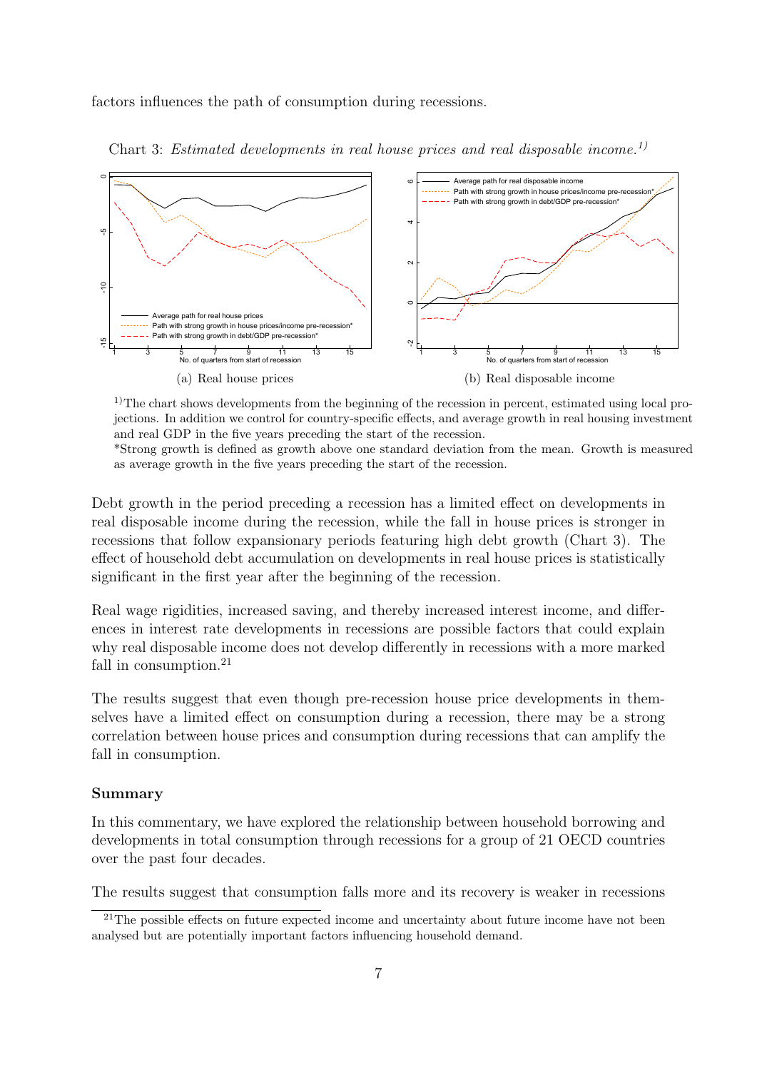factors influences the path of consumption during recessions.

Chart 3: *Estimated developments in real house prices and real disposable income.*[1)]

0
-5
-10
-15
1 3 5 7 9 11 13 15
No. of quarters from start of recession
Average path for real house prices
Path with strong growth in house prices/income pre-recession*
Path with strong growth in debt/GDP pre-recession*

(a) Real house prices

6
4
2
0
-2
1 3 5 7 9 11 13 15
No. of quarters from start of recession
Average path for real disposable income
Path with strong growth in house prices/income pre-recession*
Path with strong growth in debt/GDP pre-recession*

(b) Real disposable income

[1)]The chart shows developments from the beginning of the recession in percent, estimated using local projections. In addition we control for country-specific effects, and average growth in real housing investment and real GDP in the five years preceding the start of the recession.
*Strong growth is defined as growth above one standard deviation from the mean. Growth is measured as average growth in the five years preceding the start of the recession.

Debt growth in the period preceding a recession has a limited effect on developments in real disposable income during the recession, while the fall in house prices is stronger in recessions that follow expansionary periods featuring high debt growth (Chart 3). The effect of household debt accumulation on developments in real house prices is statistically significant in the first year after the beginning of the recession.

Real wage rigidities, increased saving, and thereby increased interest income, and differences in interest rate developments in recessions are possible factors that could explain why real disposable income does not develop differently in recessions with a more marked fall in consumption.[21]

The results suggest that even though pre-recession house price developments in themselves have a limited effect on consumption during a recession, there may be a strong correlation between house prices and consumption during recessions that can amplify the fall in consumption.

**Summary**

In this commentary, we have explored the relationship between household borrowing and developments in total consumption through recessions for a group of 21 OECD countries over the past four decades.

The results suggest that consumption falls more and its recovery is weaker in recessions

[21]The possible effects on future expected income and uncertainty about future income have not been analysed but are potentially important factors influencing household demand.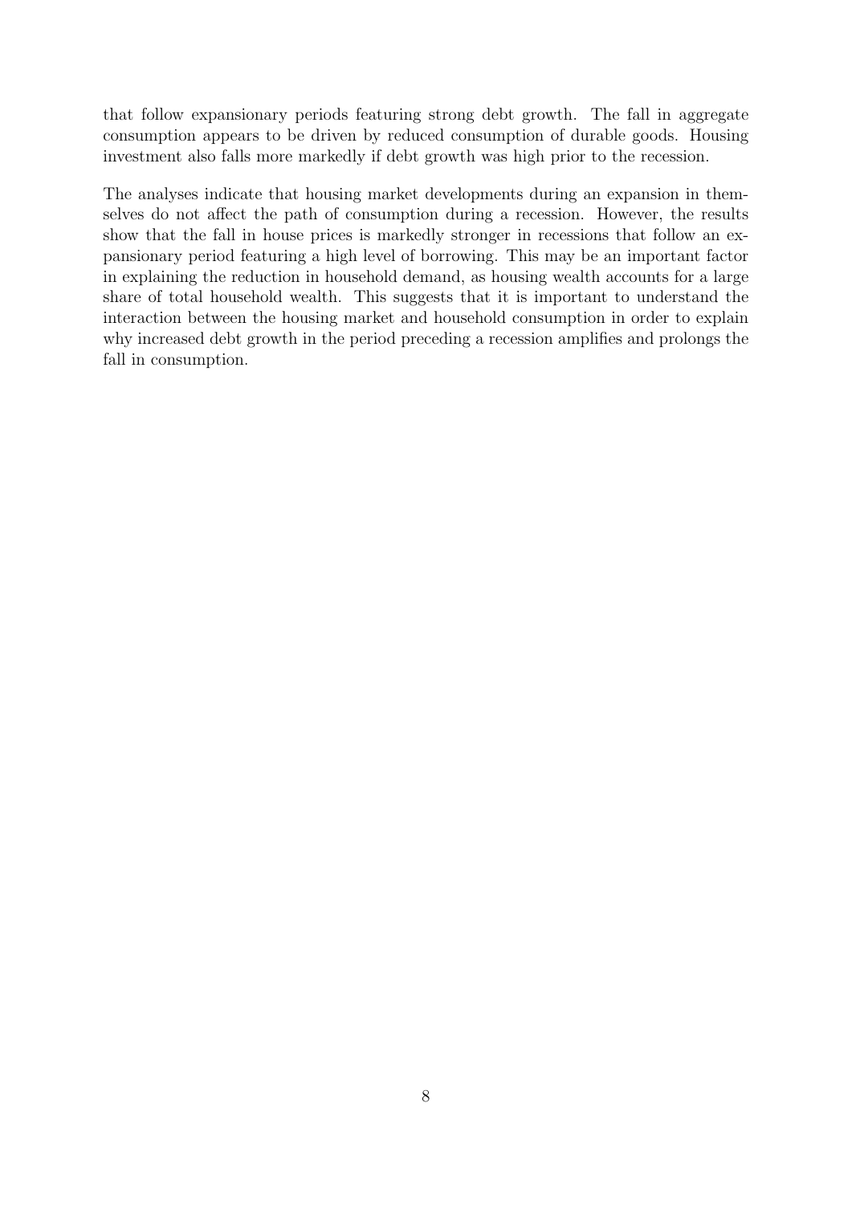that follow expansionary periods featuring strong debt growth. The fall in aggregate consumption appears to be driven by reduced consumption of durable goods. Housing investment also falls more markedly if debt growth was high prior to the recession.

The analyses indicate that housing market developments during an expansion in themselves do not affect the path of consumption during a recession. However, the results show that the fall in house prices is markedly stronger in recessions that follow an expansionary period featuring a high level of borrowing. This may be an important factor in explaining the reduction in household demand, as housing wealth accounts for a large share of total household wealth. This suggests that it is important to understand the interaction between the housing market and household consumption in order to explain why increased debt growth in the period preceding a recession amplifies and prolongs the fall in consumption.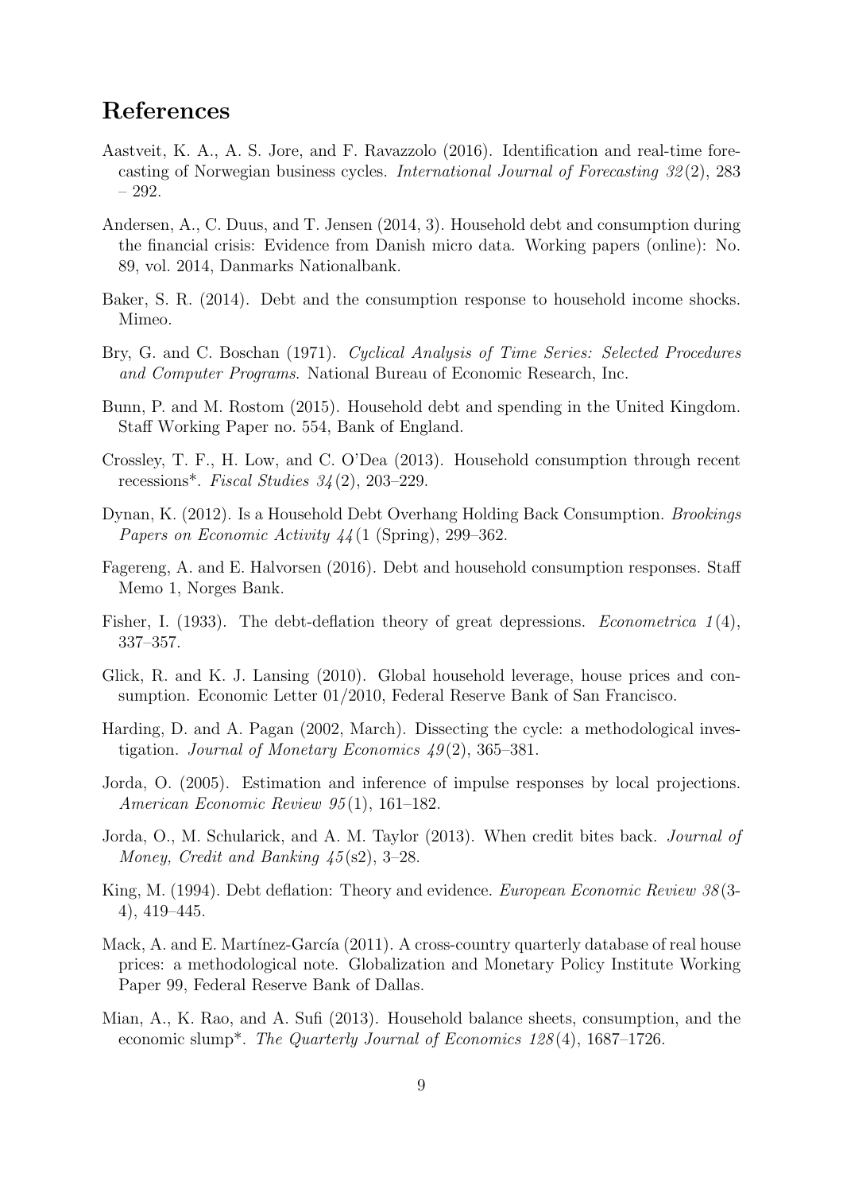# References

Aastveit, K. A., A. S. Jore, and F. Ravazzolo (2016). Identification and real-time forecasting of Norwegian business cycles. *International Journal of Forecasting 32*(2), 283 – 292.

Andersen, A., C. Duus, and T. Jensen (2014, 3). Household debt and consumption during the financial crisis: Evidence from Danish micro data. Working papers (online): No. 89, vol. 2014, Danmarks Nationalbank.

Baker, S. R. (2014). Debt and the consumption response to household income shocks. Mimeo.

Bry, G. and C. Boschan (1971). *Cyclical Analysis of Time Series: Selected Procedures and Computer Programs.* National Bureau of Economic Research, Inc.

Bunn, P. and M. Rostom (2015). Household debt and spending in the United Kingdom. Staff Working Paper no. 554, Bank of England.

Crossley, T. F., H. Low, and C. O'Dea (2013). Household consumption through recent recessions*. *Fiscal Studies 34*(2), 203–229.

Dynan, K. (2012). Is a Household Debt Overhang Holding Back Consumption. *Brookings Papers on Economic Activity 44*(1 (Spring), 299–362.

Fagereng, A. and E. Halvorsen (2016). Debt and household consumption responses. Staff Memo 1, Norges Bank.

Fisher, I. (1933). The debt-deflation theory of great depressions. *Econometrica 1*(4), 337–357.

Glick, R. and K. J. Lansing (2010). Global household leverage, house prices and consumption. Economic Letter 01/2010, Federal Reserve Bank of San Francisco.

Harding, D. and A. Pagan (2002, March). Dissecting the cycle: a methodological investigation. *Journal of Monetary Economics 49*(2), 365–381.

Jorda, O. (2005). Estimation and inference of impulse responses by local projections. *American Economic Review 95*(1), 161–182.

Jorda, O., M. Schularick, and A. M. Taylor (2013). When credit bites back. *Journal of Money, Credit and Banking 45*(s2), 3–28.

King, M. (1994). Debt deflation: Theory and evidence. *European Economic Review 38*(3-4), 419–445.

Mack, A. and E. Martínez-García (2011). A cross-country quarterly database of real house prices: a methodological note. Globalization and Monetary Policy Institute Working Paper 99, Federal Reserve Bank of Dallas.

Mian, A., K. Rao, and A. Sufi (2013). Household balance sheets, consumption, and the economic slump*. *The Quarterly Journal of Economics 128*(4), 1687–1726.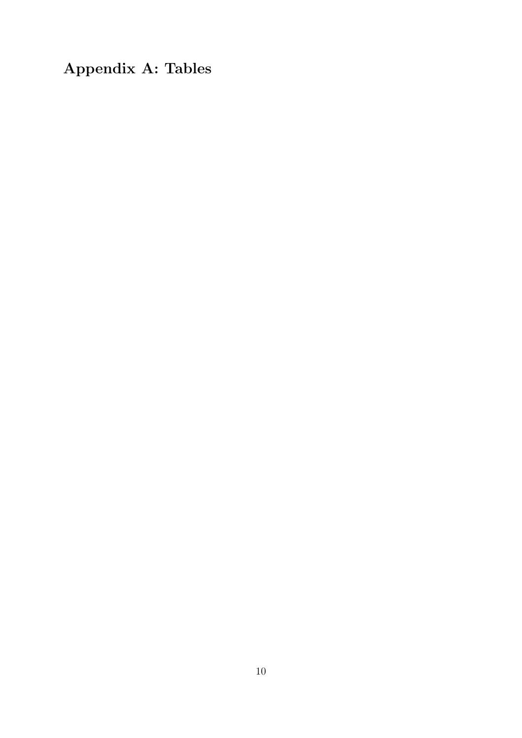# Appendix A: Tables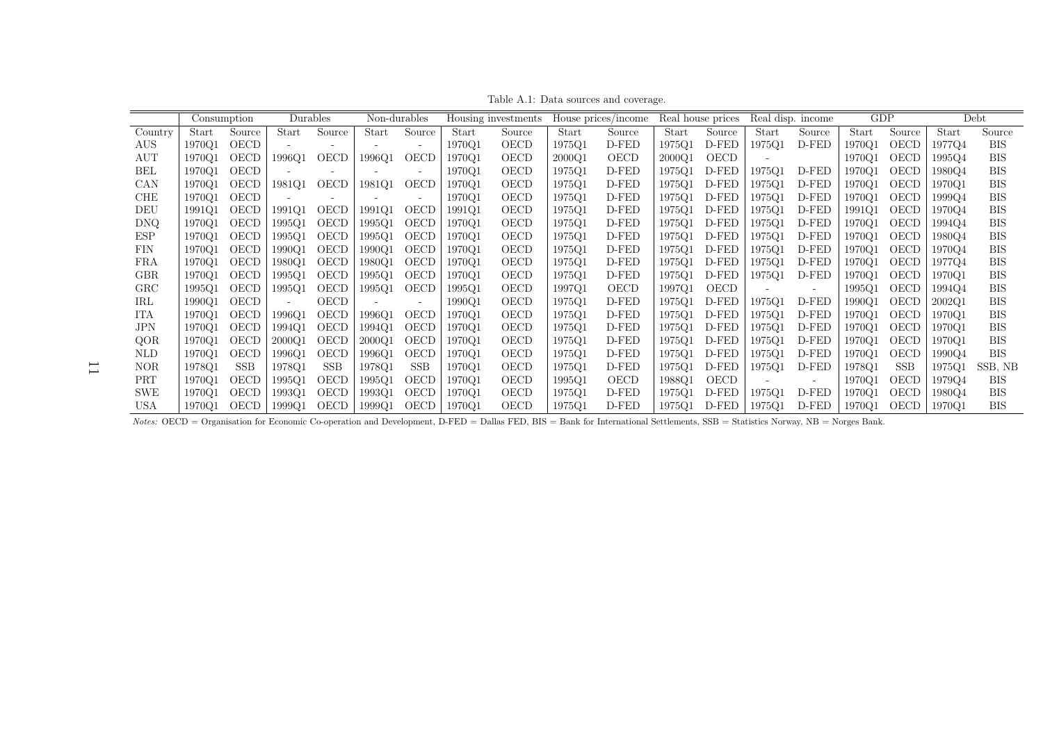Table A.1: Data sources and coverage.

| | Consumption | | Durables | | Non-durables | | Housing investments | | House prices/income | | Real house prices | | Real disp. income | | GDP | | Debt | |
|---|---|---|---|---|---|---|---|---|---|---|---|---|---|---|---|---|---|---|
| Country | Start | Source | Start | Source | Start | Source | Start | Source | Start | Source | Start | Source | Start | Source | Start | Source | Start | Source |
| AUS | 1970Q1 | OECD | - | - | - | - | 1970Q1 | OECD | 1975Q1 | D-FED | 1975Q1 | D-FED | 1975Q1 | D-FED | 1970Q1 | OECD | 1977Q4 | BIS |
| AUT | 1970Q1 | OECD | 1996Q1 | OECD | 1996Q1 | OECD | 1970Q1 | OECD | 2000Q1 | OECD | 2000Q1 | OECD | - | | 1970Q1 | OECD | 1995Q4 | BIS |
| BEL | 1970Q1 | OECD | - | - | - | - | 1970Q1 | OECD | 1975Q1 | D-FED | 1975Q1 | D-FED | 1975Q1 | D-FED | 1970Q1 | OECD | 1980Q4 | BIS |
| CAN | 1970Q1 | OECD | 1981Q1 | OECD | 1981Q1 | OECD | 1970Q1 | OECD | 1975Q1 | D-FED | 1975Q1 | D-FED | 1975Q1 | D-FED | 1970Q1 | OECD | 1970Q1 | BIS |
| CHE | 1970Q1 | OECD | - | - | - | - | 1970Q1 | OECD | 1975Q1 | D-FED | 1975Q1 | D-FED | 1975Q1 | D-FED | 1970Q1 | OECD | 1999Q4 | BIS |
| DEU | 1991Q1 | OECD | 1991Q1 | OECD | 1991Q1 | OECD | 1991Q1 | OECD | 1975Q1 | D-FED | 1975Q1 | D-FED | 1975Q1 | D-FED | 1991Q1 | OECD | 1970Q4 | BIS |
| DNQ | 1970Q1 | OECD | 1995Q1 | OECD | 1995Q1 | OECD | 1970Q1 | OECD | 1975Q1 | D-FED | 1975Q1 | D-FED | 1975Q1 | D-FED | 1970Q1 | OECD | 1994Q4 | BIS |
| ESP | 1970Q1 | OECD | 1995Q1 | OECD | 1995Q1 | OECD | 1970Q1 | OECD | 1975Q1 | D-FED | 1975Q1 | D-FED | 1975Q1 | D-FED | 1970Q1 | OECD | 1980Q4 | BIS |
| FIN | 1970Q1 | OECD | 1990Q1 | OECD | 1990Q1 | OECD | 1970Q1 | OECD | 1975Q1 | D-FED | 1975Q1 | D-FED | 1975Q1 | D-FED | 1970Q1 | OECD | 1970Q4 | BIS |
| FRA | 1970Q1 | OECD | 1980Q1 | OECD | 1980Q1 | OECD | 1970Q1 | OECD | 1975Q1 | D-FED | 1975Q1 | D-FED | 1975Q1 | D-FED | 1970Q1 | OECD | 1977Q4 | BIS |
| GBR | 1970Q1 | OECD | 1995Q1 | OECD | 1995Q1 | OECD | 1970Q1 | OECD | 1975Q1 | D-FED | 1975Q1 | D-FED | 1975Q1 | D-FED | 1970Q1 | OECD | 1970Q1 | BIS |
| GRC | 1995Q1 | OECD | 1995Q1 | OECD | 1995Q1 | OECD | 1995Q1 | OECD | 1997Q1 | OECD | 1997Q1 | OECD | - | - | 1995Q1 | OECD | 1994Q4 | BIS |
| IRL | 1990Q1 | OECD | - | OECD | - | - | 1990Q1 | OECD | 1975Q1 | D-FED | 1975Q1 | D-FED | 1975Q1 | D-FED | 1990Q1 | OECD | 2002Q1 | BIS |
| ITA | 1970Q1 | OECD | 1996Q1 | OECD | 1996Q1 | OECD | 1970Q1 | OECD | 1975Q1 | D-FED | 1975Q1 | D-FED | 1975Q1 | D-FED | 1970Q1 | OECD | 1970Q1 | BIS |
| JPN | 1970Q1 | OECD | 1994Q1 | OECD | 1994Q1 | OECD | 1970Q1 | OECD | 1975Q1 | D-FED | 1975Q1 | D-FED | 1975Q1 | D-FED | 1970Q1 | OECD | 1970Q1 | BIS |
| QOR | 1970Q1 | OECD | 2000Q1 | OECD | 2000Q1 | OECD | 1970Q1 | OECD | 1975Q1 | D-FED | 1975Q1 | D-FED | 1975Q1 | D-FED | 1970Q1 | OECD | 1970Q1 | BIS |
| NLD | 1970Q1 | OECD | 1996Q1 | OECD | 1996Q1 | OECD | 1970Q1 | OECD | 1975Q1 | D-FED | 1975Q1 | D-FED | 1975Q1 | D-FED | 1970Q1 | OECD | 1990Q4 | BIS |
| NOR | 1978Q1 | SSB | 1978Q1 | SSB | 1978Q1 | SSB | 1970Q1 | OECD | 1975Q1 | D-FED | 1975Q1 | D-FED | 1975Q1 | D-FED | 1978Q1 | SSB | 1975Q1 | SSB, NB |
| PRT | 1970Q1 | OECD | 1995Q1 | OECD | 1995Q1 | OECD | 1970Q1 | OECD | 1995Q1 | OECD | 1988Q1 | OECD | - | - | 1970Q1 | OECD | 1979Q4 | BIS |
| SWE | 1970Q1 | OECD | 1993Q1 | OECD | 1993Q1 | OECD | 1970Q1 | OECD | 1975Q1 | D-FED | 1975Q1 | D-FED | 1975Q1 | D-FED | 1970Q1 | OECD | 1980Q4 | BIS |
| USA | 1970Q1 | OECD | 1999Q1 | OECD | 1999Q1 | OECD | 1970Q1 | OECD | 1975Q1 | D-FED | 1975Q1 | D-FED | 1975Q1 | D-FED | 1970Q1 | OECD | 1970Q1 | BIS |

*Notes:* OECD = Organisation for Economic Co-operation and Development, D-FED = Dallas FED, BIS = Bank for International Settlements, SSB = Statistics Norway, NB = Norges Bank.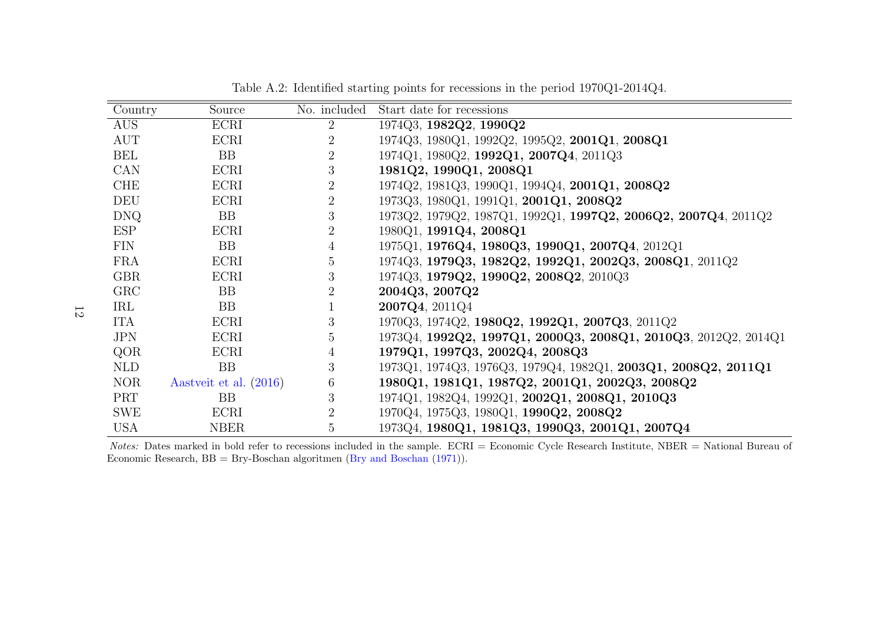Table A.2: Identified starting points for recessions in the period 1970Q1-2014Q4.

| Country | Source | No. included | Start date for recessions |
|---|---|---|---|
| AUS | ECRI | 2 | 1974Q3, **1982Q2**, **1990Q2** |
| AUT | ECRI | 2 | 1974Q3, 1980Q1, 1992Q2, 1995Q2, **2001Q1**, **2008Q1** |
| BEL | BB | 2 | 1974Q1, 1980Q2, **1992Q1, 2007Q4**, 2011Q3 |
| CAN | ECRI | 3 | **1981Q2, 1990Q1, 2008Q1** |
| CHE | ECRI | 2 | 1974Q2, 1981Q3, 1990Q1, 1994Q4, **2001Q1, 2008Q2** |
| DEU | ECRI | 2 | 1973Q3, 1980Q1, 1991Q1, **2001Q1, 2008Q2** |
| DNQ | BB | 3 | 1973Q2, 1979Q2, 1987Q1, 1992Q1, **1997Q2, 2006Q2, 2007Q4**, 2011Q2 |
| ESP | ECRI | 2 | 1980Q1, **1991Q4, 2008Q1** |
| FIN | BB | 4 | 1975Q1, **1976Q4, 1980Q3, 1990Q1, 2007Q4**, 2012Q1 |
| FRA | ECRI | 5 | 1974Q3, **1979Q3, 1982Q2, 1992Q1, 2002Q3, 2008Q1**, 2011Q2 |
| GBR | ECRI | 3 | 1974Q3, **1979Q2, 1990Q2, 2008Q2**, 2010Q3 |
| GRC | BB | 2 | **2004Q3, 2007Q2** |
| IRL | BB | 1 | **2007Q4**, 2011Q4 |
| ITA | ECRI | 3 | 1970Q3, 1974Q2, **1980Q2, 1992Q1, 2007Q3**, 2011Q2 |
| JPN | ECRI | 5 | 1973Q4, **1992Q2, 1997Q1, 2000Q3, 2008Q1, 2010Q3**, 2012Q2, 2014Q1 |
| QOR | ECRI | 4 | **1979Q1, 1997Q3, 2002Q4, 2008Q3** |
| NLD | BB | 3 | 1973Q1, 1974Q3, 1976Q3, 1979Q4, 1982Q1, **2003Q1, 2008Q2, 2011Q1** |
| NOR | Aastveit et al. (2016) | 6 | **1980Q1, 1981Q1, 1987Q2, 2001Q1, 2002Q3, 2008Q2** |
| PRT | BB | 3 | 1974Q1, 1982Q4, 1992Q1, **2002Q1, 2008Q1, 2010Q3** |
| SWE | ECRI | 2 | 1970Q4, 1975Q3, 1980Q1, **1990Q2, 2008Q2** |
| USA | NBER | 5 | 1973Q4, **1980Q1, 1981Q3, 1990Q3, 2001Q1, 2007Q4** |

*Notes:* Dates marked in bold refer to recessions included in the sample. ECRI = Economic Cycle Research Institute, NBER = National Bureau of Economic Research, BB = Bry-Boschan algoritmen (Bry and Boschan (1971)).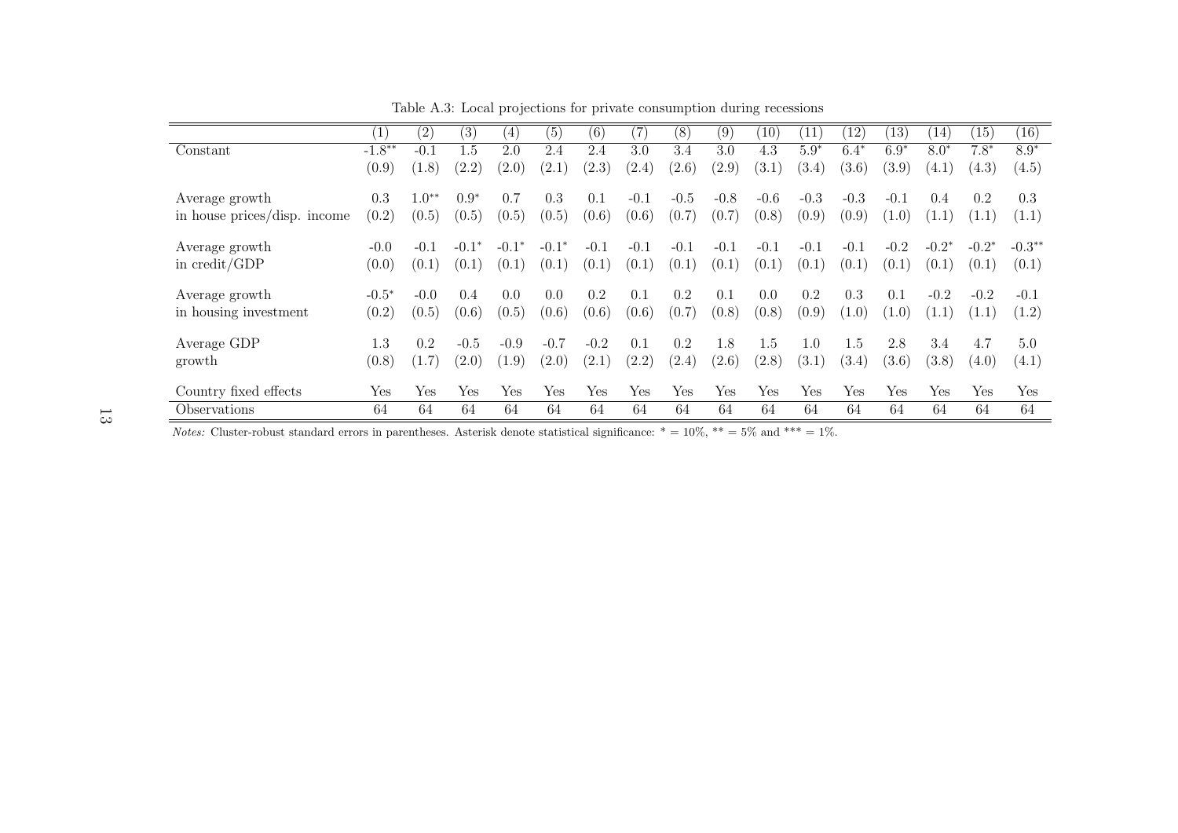Table A.3: Local projections for private consumption during recessions

| | (1) | (2) | (3) | (4) | (5) | (6) | (7) | (8) | (9) | (10) | (11) | (12) | (13) | (14) | (15) | (16) |
|---|---|---|---|---|---|---|---|---|---|---|---|---|---|---|---|---|
| Constant | -1.8** | -0.1 | 1.5 | 2.0 | 2.4 | 2.4 | 3.0 | 3.4 | 3.0 | 4.3 | 5.9* | 6.4* | 6.9* | 8.0* | 7.8* | 8.9* |
| | (0.9) | (1.8) | (2.2) | (2.0) | (2.1) | (2.3) | (2.4) | (2.6) | (2.9) | (3.1) | (3.4) | (3.6) | (3.9) | (4.1) | (4.3) | (4.5) |
| Average growth | 0.3 | 1.0** | 0.9* | 0.7 | 0.3 | 0.1 | -0.1 | -0.5 | -0.8 | -0.6 | -0.3 | -0.3 | -0.1 | 0.4 | 0.2 | 0.3 |
| in house prices/disp. income | (0.2) | (0.5) | (0.5) | (0.5) | (0.5) | (0.6) | (0.6) | (0.7) | (0.7) | (0.8) | (0.9) | (0.9) | (1.0) | (1.1) | (1.1) | (1.1) |
| Average growth | -0.0 | -0.1 | -0.1* | -0.1* | -0.1* | -0.1 | -0.1 | -0.1 | -0.1 | -0.1 | -0.1 | -0.1 | -0.2 | -0.2* | -0.2* | -0.3** |
| in credit/GDP | (0.0) | (0.1) | (0.1) | (0.1) | (0.1) | (0.1) | (0.1) | (0.1) | (0.1) | (0.1) | (0.1) | (0.1) | (0.1) | (0.1) | (0.1) | (0.1) |
| Average growth | -0.5* | -0.0 | 0.4 | 0.0 | 0.0 | 0.2 | 0.1 | 0.2 | 0.1 | 0.0 | 0.2 | 0.3 | 0.1 | -0.2 | -0.2 | -0.1 |
| in housing investment | (0.2) | (0.5) | (0.6) | (0.5) | (0.6) | (0.6) | (0.6) | (0.7) | (0.8) | (0.8) | (0.9) | (1.0) | (1.0) | (1.1) | (1.1) | (1.2) |
| Average GDP | 1.3 | 0.2 | -0.5 | -0.9 | -0.7 | -0.2 | 0.1 | 0.2 | 1.8 | 1.5 | 1.0 | 1.5 | 2.8 | 3.4 | 4.7 | 5.0 |
| growth | (0.8) | (1.7) | (2.0) | (1.9) | (2.0) | (2.1) | (2.2) | (2.4) | (2.6) | (2.8) | (3.1) | (3.4) | (3.6) | (3.8) | (4.0) | (4.1) |
| Country fixed effects | Yes | Yes | Yes | Yes | Yes | Yes | Yes | Yes | Yes | Yes | Yes | Yes | Yes | Yes | Yes | Yes |
| Observations | 64 | 64 | 64 | 64 | 64 | 64 | 64 | 64 | 64 | 64 | 64 | 64 | 64 | 64 | 64 | 64 |

*Notes:* Cluster-robust standard errors in parentheses. Asterisk denote statistical significance: * = 10%, ** = 5% and *** = 1%.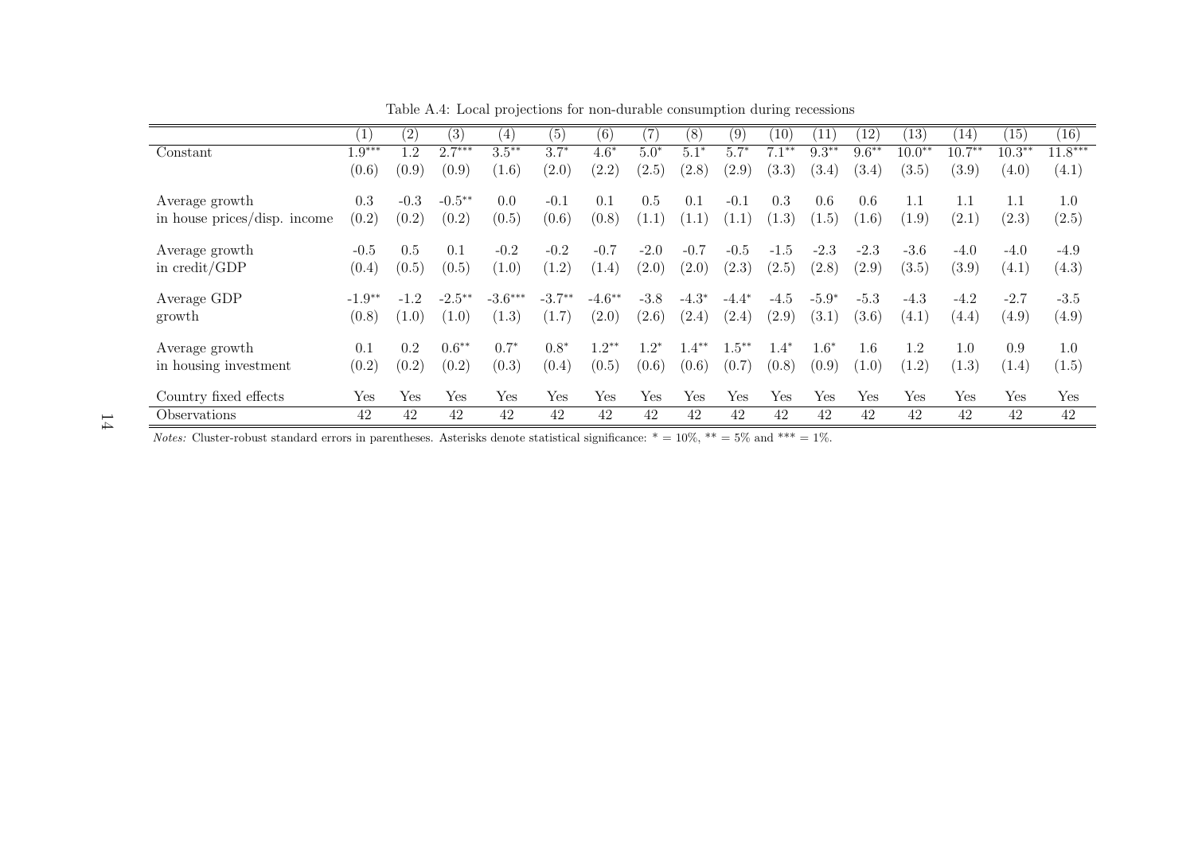Table A.4: Local projections for non-durable consumption during recessions

| | (1) | (2) | (3) | (4) | (5) | (6) | (7) | (8) | (9) | (10) | (11) | (12) | (13) | (14) | (15) | (16) |
|---|---|---|---|---|---|---|---|---|---|---|---|---|---|---|---|---|
| Constant | 1.9*** | 1.2 | 2.7*** | 3.5** | 3.7* | 4.6* | 5.0* | 5.1* | 5.7* | 7.1** | 9.3** | 9.6** | 10.0** | 10.7** | 10.3** | 11.8*** |
| | (0.6) | (0.9) | (0.9) | (1.6) | (2.0) | (2.2) | (2.5) | (2.8) | (2.9) | (3.3) | (3.4) | (3.4) | (3.5) | (3.9) | (4.0) | (4.1) |
| Average growth | 0.3 | -0.3 | -0.5** | 0.0 | -0.1 | 0.1 | 0.5 | 0.1 | -0.1 | 0.3 | 0.6 | 0.6 | 1.1 | 1.1 | 1.1 | 1.0 |
| in house prices/disp. income | (0.2) | (0.2) | (0.2) | (0.5) | (0.6) | (0.8) | (1.1) | (1.1) | (1.1) | (1.3) | (1.5) | (1.6) | (1.9) | (2.1) | (2.3) | (2.5) |
| Average growth | -0.5 | 0.5 | 0.1 | -0.2 | -0.2 | -0.7 | -2.0 | -0.7 | -0.5 | -1.5 | -2.3 | -2.3 | -3.6 | -4.0 | -4.0 | -4.9 |
| in credit/GDP | (0.4) | (0.5) | (0.5) | (1.0) | (1.2) | (1.4) | (2.0) | (2.0) | (2.3) | (2.5) | (2.8) | (2.9) | (3.5) | (3.9) | (4.1) | (4.3) |
| Average GDP | -1.9** | -1.2 | -2.5** | -3.6*** | -3.7** | -4.6** | -3.8 | -4.3* | -4.4* | -4.5 | -5.9* | -5.3 | -4.3 | -4.2 | -2.7 | -3.5 |
| growth | (0.8) | (1.0) | (1.0) | (1.3) | (1.7) | (2.0) | (2.6) | (2.4) | (2.4) | (2.9) | (3.1) | (3.6) | (4.1) | (4.4) | (4.9) | (4.9) |
| Average growth | 0.1 | 0.2 | 0.6** | 0.7* | 0.8* | 1.2** | 1.2* | 1.4** | 1.5** | 1.4* | 1.6* | 1.6 | 1.2 | 1.0 | 0.9 | 1.0 |
| in housing investment | (0.2) | (0.2) | (0.2) | (0.3) | (0.4) | (0.5) | (0.6) | (0.6) | (0.7) | (0.8) | (0.9) | (1.0) | (1.2) | (1.3) | (1.4) | (1.5) |
| Country fixed effects | Yes | Yes | Yes | Yes | Yes | Yes | Yes | Yes | Yes | Yes | Yes | Yes | Yes | Yes | Yes | Yes |
| Observations | 42 | 42 | 42 | 42 | 42 | 42 | 42 | 42 | 42 | 42 | 42 | 42 | 42 | 42 | 42 | 42 |

*Notes:* Cluster-robust standard errors in parentheses. Asterisks denote statistical significance: * = 10%, ** = 5% and *** = 1%.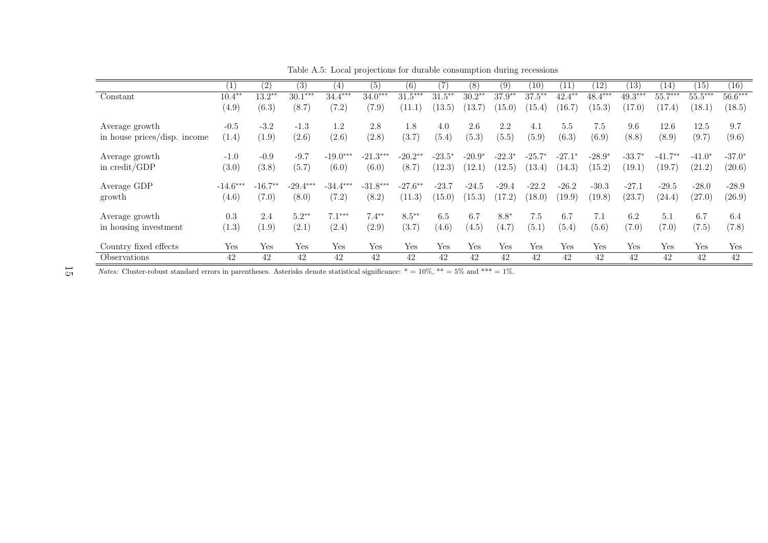Table A.5: Local projections for durable consumption during recessions

| | (1) | (2) | (3) | (4) | (5) | (6) | (7) | (8) | (9) | (10) | (11) | (12) | (13) | (14) | (15) | (16) |
|---|---|---|---|---|---|---|---|---|---|---|---|---|---|---|---|---|
| Constant | 10.4** | 13.2** | 30.1*** | 34.4*** | 34.0*** | 31.5*** | 31.5** | 30.2** | 37.9** | 37.5** | 42.4** | 48.4*** | 49.3*** | 55.7*** | 55.5*** | 56.6*** |
| | (4.9) | (6.3) | (8.7) | (7.2) | (7.9) | (11.1) | (13.5) | (13.7) | (15.0) | (15.4) | (16.7) | (15.3) | (17.0) | (17.4) | (18.1) | (18.5) |
| Average growth | -0.5 | -3.2 | -1.3 | 1.2 | 2.8 | 1.8 | 4.0 | 2.6 | 2.2 | 4.1 | 5.5 | 7.5 | 9.6 | 12.6 | 12.5 | 9.7 |
| in house prices/disp. income | (1.4) | (1.9) | (2.6) | (2.6) | (2.8) | (3.7) | (5.4) | (5.3) | (5.5) | (5.9) | (6.3) | (6.9) | (8.8) | (8.9) | (9.7) | (9.6) |
| Average growth | -1.0 | -0.9 | -9.7 | -19.0*** | -21.3*** | -20.2** | -23.5* | -20.9* | -22.3* | -25.7* | -27.1* | -28.9* | -33.7* | -41.7** | -41.0* | -37.0* |
| in credit/GDP | (3.0) | (3.8) | (5.7) | (6.0) | (6.0) | (8.7) | (12.3) | (12.1) | (12.5) | (13.4) | (14.3) | (15.2) | (19.1) | (19.7) | (21.2) | (20.6) |
| Average GDP | -14.6*** | -16.7** | -29.4*** | -34.4*** | -31.8*** | -27.6** | -23.7 | -24.5 | -29.4 | -22.2 | -26.2 | -30.3 | -27.1 | -29.5 | -28.0 | -28.9 |
| growth | (4.6) | (7.0) | (8.0) | (7.2) | (8.2) | (11.3) | (15.0) | (15.3) | (17.2) | (18.0) | (19.9) | (19.8) | (23.7) | (24.4) | (27.0) | (26.9) |
| Average growth | 0.3 | 2.4 | 5.2** | 7.1*** | 7.4** | 8.5** | 6.5 | 6.7 | 8.8* | 7.5 | 6.7 | 7.1 | 6.2 | 5.1 | 6.7 | 6.4 |
| in housing investment | (1.3) | (1.9) | (2.1) | (2.4) | (2.9) | (3.7) | (4.6) | (4.5) | (4.7) | (5.1) | (5.4) | (5.6) | (7.0) | (7.0) | (7.5) | (7.8) |
| Country fixed effects | Yes | Yes | Yes | Yes | Yes | Yes | Yes | Yes | Yes | Yes | Yes | Yes | Yes | Yes | Yes | Yes |
| Observations | 42 | 42 | 42 | 42 | 42 | 42 | 42 | 42 | 42 | 42 | 42 | 42 | 42 | 42 | 42 | 42 |

*Notes:* Cluster-robust standard errors in parentheses. Asterisks denote statistical significance: * = 10%, ** = 5% and *** = 1%.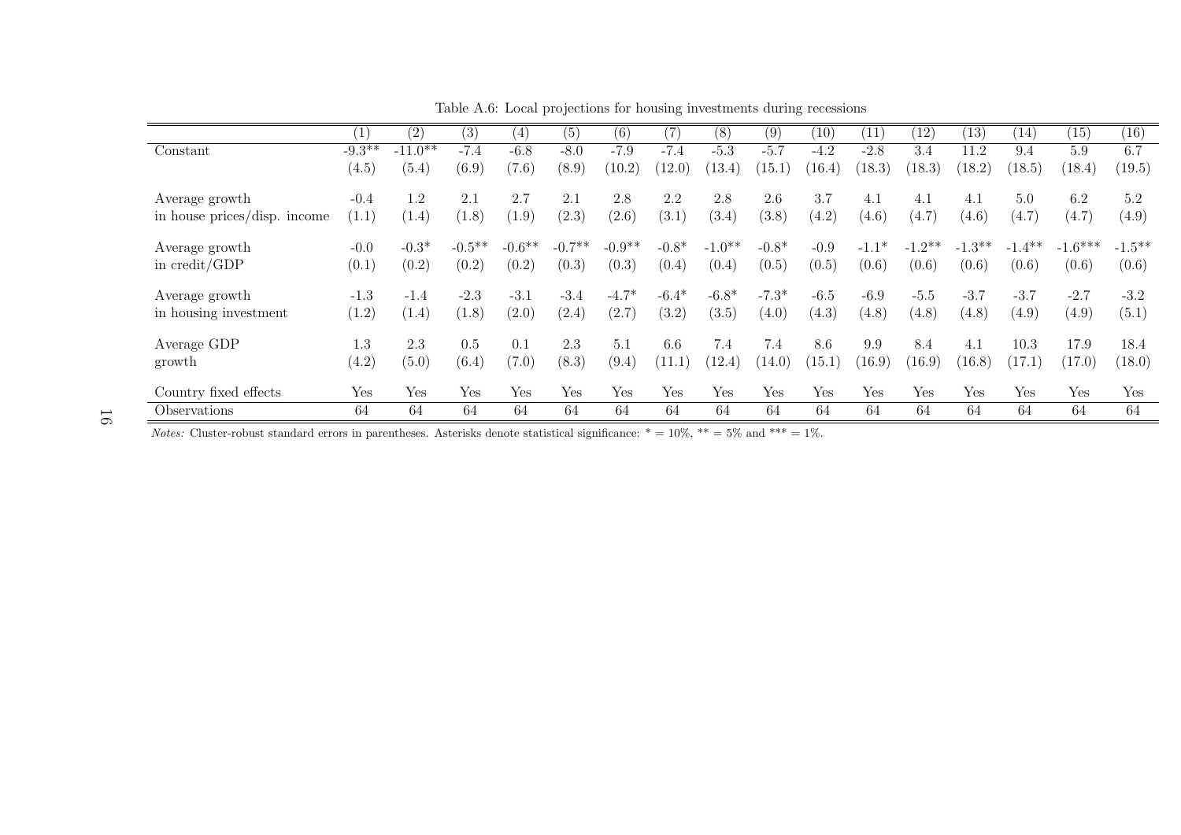Table A.6: Local projections for housing investments during recessions

| | (1) | (2) | (3) | (4) | (5) | (6) | (7) | (8) | (9) | (10) | (11) | (12) | (13) | (14) | (15) | (16) |
|---|---|---|---|---|---|---|---|---|---|---|---|---|---|---|---|---|
| Constant | -9.3** | -11.0** | -7.4 | -6.8 | -8.0 | -7.9 | -7.4 | -5.3 | -5.7 | -4.2 | -2.8 | 3.4 | 11.2 | 9.4 | 5.9 | 6.7 |
| | (4.5) | (5.4) | (6.9) | (7.6) | (8.9) | (10.2) | (12.0) | (13.4) | (15.1) | (16.4) | (18.3) | (18.3) | (18.2) | (18.5) | (18.4) | (19.5) |
| Average growth in house prices/disp. income | -0.4 | 1.2 | 2.1 | 2.7 | 2.1 | 2.8 | 2.2 | 2.8 | 2.6 | 3.7 | 4.1 | 4.1 | 4.1 | 5.0 | 6.2 | 5.2 |
| | (1.1) | (1.4) | (1.8) | (1.9) | (2.3) | (2.6) | (3.1) | (3.4) | (3.8) | (4.2) | (4.6) | (4.7) | (4.6) | (4.7) | (4.7) | (4.9) |
| Average growth in credit/GDP | -0.0 | -0.3* | -0.5** | -0.6** | -0.7** | -0.9** | -0.8* | -1.0** | -0.8* | -0.9 | -1.1* | -1.2** | -1.3** | -1.4** | -1.6*** | -1.5** |
| | (0.1) | (0.2) | (0.2) | (0.2) | (0.3) | (0.3) | (0.4) | (0.4) | (0.5) | (0.5) | (0.6) | (0.6) | (0.6) | (0.6) | (0.6) | (0.6) |
| Average growth in housing investment | -1.3 | -1.4 | -2.3 | -3.1 | -3.4 | -4.7* | -6.4* | -6.8* | -7.3* | -6.5 | -6.9 | -5.5 | -3.7 | -3.7 | -2.7 | -3.2 |
| | (1.2) | (1.4) | (1.8) | (2.0) | (2.4) | (2.7) | (3.2) | (3.5) | (4.0) | (4.3) | (4.8) | (4.8) | (4.8) | (4.9) | (4.9) | (5.1) |
| Average GDP growth | 1.3 | 2.3 | 0.5 | 0.1 | 2.3 | 5.1 | 6.6 | 7.4 | 7.4 | 8.6 | 9.9 | 8.4 | 4.1 | 10.3 | 17.9 | 18.4 |
| | (4.2) | (5.0) | (6.4) | (7.0) | (8.3) | (9.4) | (11.1) | (12.4) | (14.0) | (15.1) | (16.9) | (16.9) | (16.8) | (17.1) | (17.0) | (18.0) |
| Country fixed effects | Yes | Yes | Yes | Yes | Yes | Yes | Yes | Yes | Yes | Yes | Yes | Yes | Yes | Yes | Yes | Yes |
| Observations | 64 | 64 | 64 | 64 | 64 | 64 | 64 | 64 | 64 | 64 | 64 | 64 | 64 | 64 | 64 | 64 |

*Notes:* Cluster-robust standard errors in parentheses. Asterisks denote statistical significance: * = 10%, ** = 5% and *** = 1%.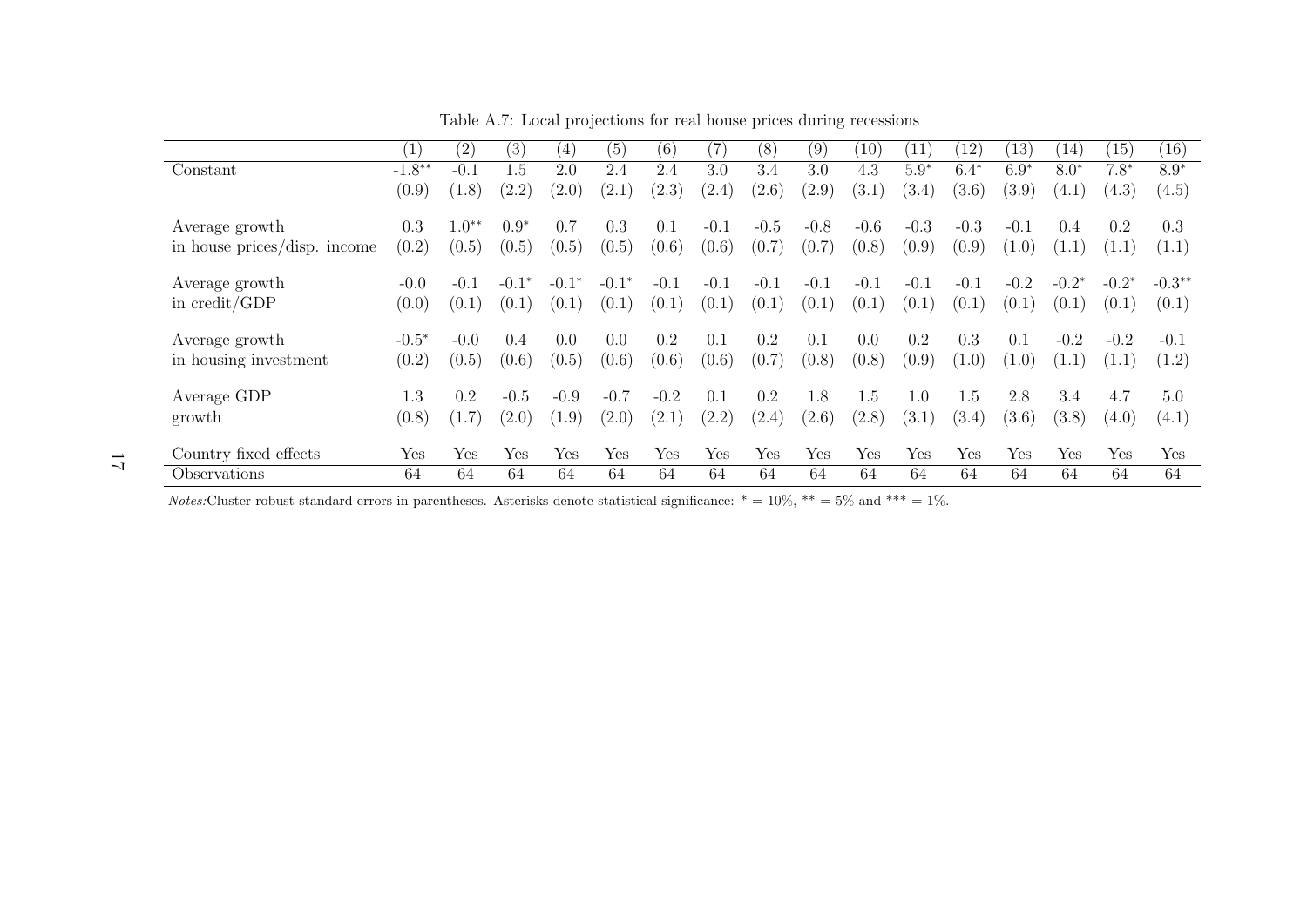Table A.7: Local projections for real house prices during recessions

| | (1) | (2) | (3) | (4) | (5) | (6) | (7) | (8) | (9) | (10) | (11) | (12) | (13) | (14) | (15) | (16) |
|---|---|---|---|---|---|---|---|---|---|---|---|---|---|---|---|---|
| Constant | -1.8** | -0.1 | 1.5 | 2.0 | 2.4 | 2.4 | 3.0 | 3.4 | 3.0 | 4.3 | 5.9* | 6.4* | 6.9* | 8.0* | 7.8* | 8.9* |
| | (0.9) | (1.8) | (2.2) | (2.0) | (2.1) | (2.3) | (2.4) | (2.6) | (2.9) | (3.1) | (3.4) | (3.6) | (3.9) | (4.1) | (4.3) | (4.5) |
| Average growth in house prices/disp. income | 0.3 | 1.0** | 0.9* | 0.7 | 0.3 | 0.1 | -0.1 | -0.5 | -0.8 | -0.6 | -0.3 | -0.3 | -0.1 | 0.4 | 0.2 | 0.3 |
| | (0.2) | (0.5) | (0.5) | (0.5) | (0.5) | (0.6) | (0.6) | (0.7) | (0.7) | (0.8) | (0.9) | (0.9) | (1.0) | (1.1) | (1.1) | (1.1) |
| Average growth in credit/GDP | -0.0 | -0.1 | -0.1* | -0.1* | -0.1* | -0.1 | -0.1 | -0.1 | -0.1 | -0.1 | -0.1 | -0.1 | -0.2 | -0.2* | -0.2* | -0.3** |
| | (0.0) | (0.1) | (0.1) | (0.1) | (0.1) | (0.1) | (0.1) | (0.1) | (0.1) | (0.1) | (0.1) | (0.1) | (0.1) | (0.1) | (0.1) | (0.1) |
| Average growth in housing investment | -0.5* | -0.0 | 0.4 | 0.0 | 0.0 | 0.2 | 0.1 | 0.2 | 0.1 | 0.0 | 0.2 | 0.3 | 0.1 | -0.2 | -0.2 | -0.1 |
| | (0.2) | (0.5) | (0.6) | (0.5) | (0.6) | (0.6) | (0.6) | (0.7) | (0.8) | (0.8) | (0.9) | (1.0) | (1.0) | (1.1) | (1.1) | (1.2) |
| Average GDP growth | 1.3 | 0.2 | -0.5 | -0.9 | -0.7 | -0.2 | 0.1 | 0.2 | 1.8 | 1.5 | 1.0 | 1.5 | 2.8 | 3.4 | 4.7 | 5.0 |
| | (0.8) | (1.7) | (2.0) | (1.9) | (2.0) | (2.1) | (2.2) | (2.4) | (2.6) | (2.8) | (3.1) | (3.4) | (3.6) | (3.8) | (4.0) | (4.1) |
| Country fixed effects | Yes | Yes | Yes | Yes | Yes | Yes | Yes | Yes | Yes | Yes | Yes | Yes | Yes | Yes | Yes | Yes |
| Observations | 64 | 64 | 64 | 64 | 64 | 64 | 64 | 64 | 64 | 64 | 64 | 64 | 64 | 64 | 64 | 64 |

*Notes:* Cluster-robust standard errors in parentheses. Asterisks denote statistical significance: * = 10%, ** = 5% and *** = 1%.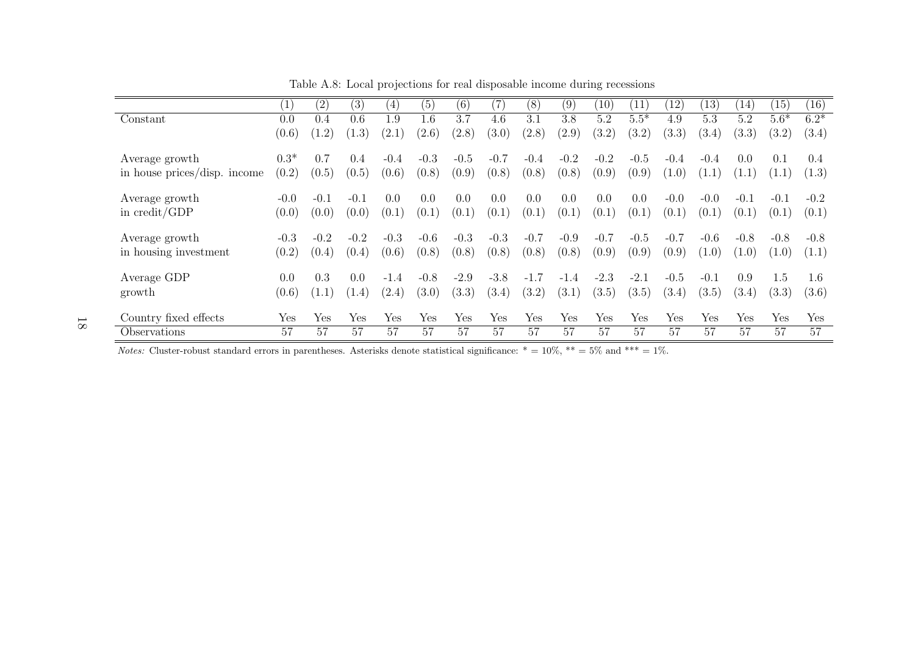Table A.8: Local projections for real disposable income during recessions

| | (1) | (2) | (3) | (4) | (5) | (6) | (7) | (8) | (9) | (10) | (11) | (12) | (13) | (14) | (15) | (16) |
|---|---|---|---|---|---|---|---|---|---|---|---|---|---|---|---|---|
| Constant | 0.0 | 0.4 | 0.6 | 1.9 | 1.6 | 3.7 | 4.6 | 3.1 | 3.8 | 5.2 | 5.5* | 4.9 | 5.3 | 5.2 | 5.6* | 6.2* |
| | (0.6) | (1.2) | (1.3) | (2.1) | (2.6) | (2.8) | (3.0) | (2.8) | (2.9) | (3.2) | (3.2) | (3.3) | (3.4) | (3.3) | (3.2) | (3.4) |
| Average growth in house prices/disp. income | 0.3* | 0.7 | 0.4 | -0.4 | -0.3 | -0.5 | -0.7 | -0.4 | -0.2 | -0.2 | -0.5 | -0.4 | -0.4 | 0.0 | 0.1 | 0.4 |
| | (0.2) | (0.5) | (0.5) | (0.6) | (0.8) | (0.9) | (0.8) | (0.8) | (0.8) | (0.9) | (0.9) | (1.0) | (1.1) | (1.1) | (1.1) | (1.3) |
| Average growth in credit/GDP | -0.0 | -0.1 | -0.1 | 0.0 | 0.0 | 0.0 | 0.0 | 0.0 | 0.0 | 0.0 | 0.0 | -0.0 | -0.0 | -0.1 | -0.1 | -0.2 |
| | (0.0) | (0.0) | (0.0) | (0.1) | (0.1) | (0.1) | (0.1) | (0.1) | (0.1) | (0.1) | (0.1) | (0.1) | (0.1) | (0.1) | (0.1) | (0.1) |
| Average growth in housing investment | -0.3 | -0.2 | -0.2 | -0.3 | -0.6 | -0.3 | -0.3 | -0.7 | -0.9 | -0.7 | -0.5 | -0.7 | -0.6 | -0.8 | -0.8 | -0.8 |
| | (0.2) | (0.4) | (0.4) | (0.6) | (0.8) | (0.8) | (0.8) | (0.8) | (0.8) | (0.9) | (0.9) | (0.9) | (1.0) | (1.0) | (1.0) | (1.1) |
| Average GDP growth | 0.0 | 0.3 | 0.0 | -1.4 | -0.8 | -2.9 | -3.8 | -1.7 | -1.4 | -2.3 | -2.1 | -0.5 | -0.1 | 0.9 | 1.5 | 1.6 |
| | (0.6) | (1.1) | (1.4) | (2.4) | (3.0) | (3.3) | (3.4) | (3.2) | (3.1) | (3.5) | (3.5) | (3.4) | (3.5) | (3.4) | (3.3) | (3.6) |
| Country fixed effects | Yes | Yes | Yes | Yes | Yes | Yes | Yes | Yes | Yes | Yes | Yes | Yes | Yes | Yes | Yes | Yes |
| Observations | 57 | 57 | 57 | 57 | 57 | 57 | 57 | 57 | 57 | 57 | 57 | 57 | 57 | 57 | 57 | 57 |

*Notes:* Cluster-robust standard errors in parentheses. Asterisks denote statistical significance: * = 10%, ** = 5% and *** = 1%.